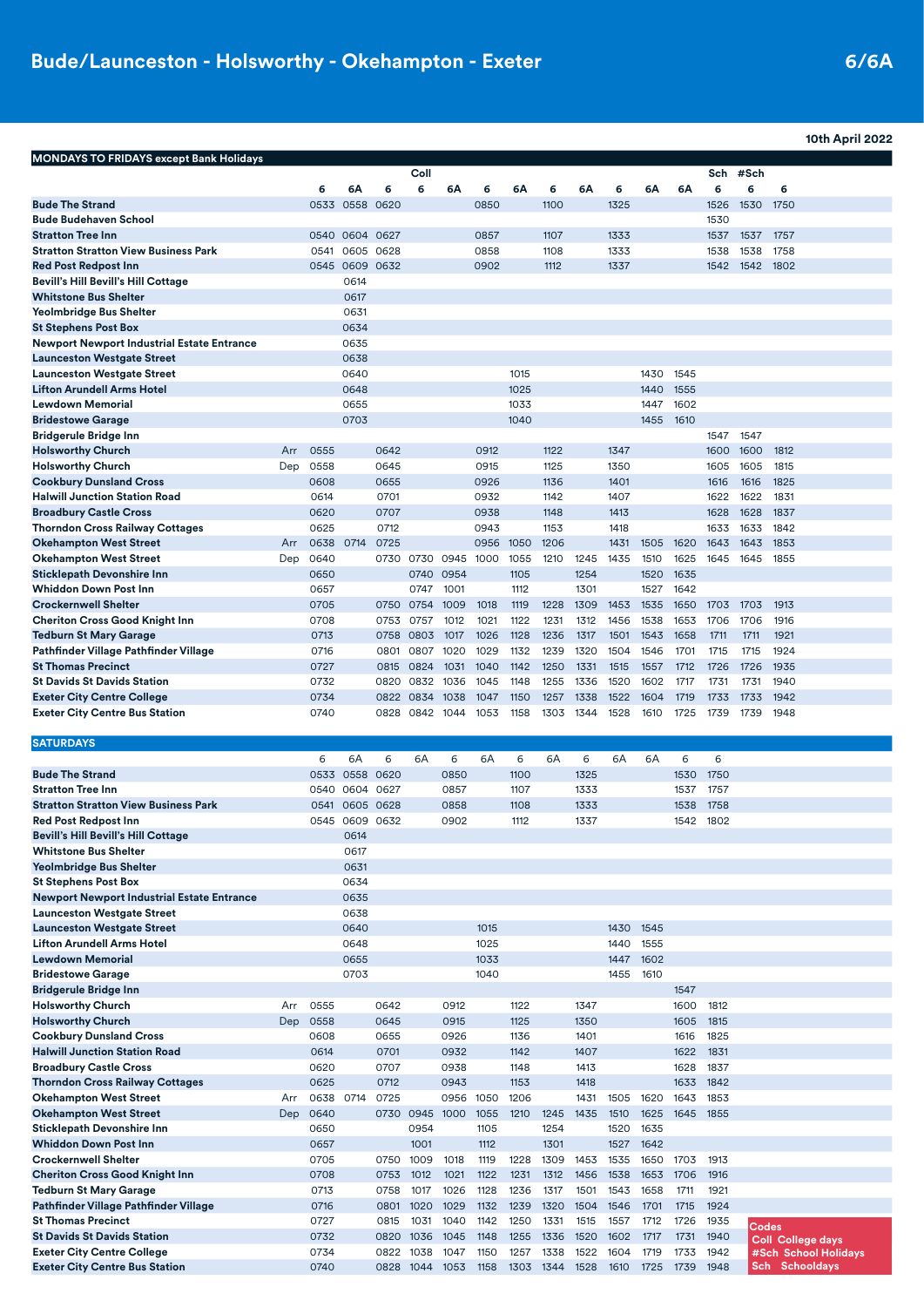# Bude/Launceston - Holsworthy - Okehampton - Exeter

**6/6A**

10th April 2022

## MONDAYS TO FRIDAYS except Bank Holidays

| | | | | | Coll | | | | | | | | | Sch | #Sch | |
|---|---|---|---|---|---|---|---|---|---|---|---|---|---|---|---|---|
| | | 6 | 6A | 6 | 6 | 6A | 6 | 6A | 6 | 6A | 6 | 6A | 6A | 6 | 6 | 6 |
| Bude The Strand | | 0533 | 0558 | 0620 | | | 0850 | | 1100 | | 1325 | | | 1526 | 1530 | 1750 |
| Bude Budehaven School | | | | | | | | | | | | | | 1530 | | |
| Stratton Tree Inn | | 0540 | 0604 | 0627 | | | 0857 | | 1107 | | 1333 | | | 1537 | 1537 | 1757 |
| Stratton Stratton View Business Park | | 0541 | 0605 | 0628 | | | 0858 | | 1108 | | 1333 | | | 1538 | 1538 | 1758 |
| Red Post Redpost Inn | | 0545 | 0609 | 0632 | | | 0902 | | 1112 | | 1337 | | | 1542 | 1542 | 1802 |
| Bevill's Hill Bevill's Hill Cottage | | | 0614 | | | | | | | | | | | | | |
| Whitstone Bus Shelter | | | 0617 | | | | | | | | | | | | | |
| Yeolmbridge Bus Shelter | | | 0631 | | | | | | | | | | | | | |
| St Stephens Post Box | | | 0634 | | | | | | | | | | | | | |
| Newport Newport Industrial Estate Entrance | | | 0635 | | | | | | | | | | | | | |
| Launceston Westgate Street | | | 0638 | | | | | | | | | | | | | |
| Launceston Westgate Street | | | 0640 | | | | | 1015 | | | | 1430 | 1545 | | | |
| Lifton Arundell Arms Hotel | | | 0648 | | | | | 1025 | | | | 1440 | 1555 | | | |
| Lewdown Memorial | | | 0655 | | | | | 1033 | | | | 1447 | 1602 | | | |
| Bridestowe Garage | | | 0703 | | | | | 1040 | | | | 1455 | 1610 | | | |
| Bridgerule Bridge Inn | | | | | | | | | | | | | | 1547 | 1547 | |
| Holsworthy Church | Arr | 0555 | | 0642 | | | 0912 | | 1122 | | 1347 | | | 1600 | 1600 | 1812 |
| Holsworthy Church | Dep | 0558 | | 0645 | | | 0915 | | 1125 | | 1350 | | | 1605 | 1605 | 1815 |
| Cookbury Dunsland Cross | | 0608 | | 0655 | | | 0926 | | 1136 | | 1401 | | | 1616 | 1616 | 1825 |
| Halwill Junction Station Road | | 0614 | | 0701 | | | 0932 | | 1142 | | 1407 | | | 1622 | 1622 | 1831 |
| Broadbury Castle Cross | | 0620 | | 0707 | | | 0938 | | 1148 | | 1413 | | | 1628 | 1628 | 1837 |
| Thorndon Cross Railway Cottages | | 0625 | | 0712 | | | 0943 | | 1153 | | 1418 | | | 1633 | 1633 | 1842 |
| Okehampton West Street | Arr | 0638 | 0714 | 0725 | | | 0956 | 1050 | 1206 | | 1431 | 1505 | 1620 | 1643 | 1643 | 1853 |
| Okehampton West Street | Dep | 0640 | | 0730 | 0730 | 0945 | 1000 | 1055 | 1210 | 1245 | 1435 | 1510 | 1625 | 1645 | 1645 | 1855 |
| Sticklepath Devonshire Inn | | 0650 | | | 0740 | 0954 | | 1105 | | 1254 | | 1520 | 1635 | | | |
| Whiddon Down Post Inn | | 0657 | | | 0747 | 1001 | | 1112 | | 1301 | | 1527 | 1642 | | | |
| Crockernwell Shelter | | 0705 | | 0750 | 0754 | 1009 | 1018 | 1119 | 1228 | 1309 | 1453 | 1535 | 1650 | 1703 | 1703 | 1913 |
| Cheriton Cross Good Knight Inn | | 0708 | | 0753 | 0757 | 1012 | 1021 | 1122 | 1231 | 1312 | 1456 | 1538 | 1653 | 1706 | 1706 | 1916 |
| Tedburn St Mary Garage | | 0713 | | 0758 | 0803 | 1017 | 1026 | 1128 | 1236 | 1317 | 1501 | 1543 | 1658 | 1711 | 1711 | 1921 |
| Pathfinder Village Pathfinder Village | | 0716 | | 0801 | 0807 | 1020 | 1029 | 1132 | 1239 | 1320 | 1504 | 1546 | 1701 | 1715 | 1715 | 1924 |
| St Thomas Precinct | | 0727 | | 0815 | 0824 | 1031 | 1040 | 1142 | 1250 | 1331 | 1515 | 1557 | 1712 | 1726 | 1726 | 1935 |
| St Davids St Davids Station | | 0732 | | 0820 | 0832 | 1036 | 1045 | 1148 | 1255 | 1336 | 1520 | 1602 | 1717 | 1731 | 1731 | 1940 |
| Exeter City Centre College | | 0734 | | 0822 | 0834 | 1038 | 1047 | 1150 | 1257 | 1338 | 1522 | 1604 | 1719 | 1733 | 1733 | 1942 |
| Exeter City Centre Bus Station | | 0740 | | 0828 | 0842 | 1044 | 1053 | 1158 | 1303 | 1344 | 1528 | 1610 | 1725 | 1739 | 1739 | 1948 |

## SATURDAYS

| | | 6 | 6A | 6 | 6A | 6 | 6A | 6 | 6A | 6 | 6A | 6A | 6 | 6 |
|---|---|---|---|---|---|---|---|---|---|---|---|---|---|---|
| Bude The Strand | | 0533 | 0558 | 0620 | | 0850 | | 1100 | | 1325 | | | 1530 | 1750 |
| Stratton Tree Inn | | 0540 | 0604 | 0627 | | 0857 | | 1107 | | 1333 | | | 1537 | 1757 |
| Stratton Stratton View Business Park | | 0541 | 0605 | 0628 | | 0858 | | 1108 | | 1333 | | | 1538 | 1758 |
| Red Post Redpost Inn | | 0545 | 0609 | 0632 | | 0902 | | 1112 | | 1337 | | | 1542 | 1802 |
| Bevill's Hill Bevill's Hill Cottage | | | 0614 | | | | | | | | | | | |
| Whitstone Bus Shelter | | | 0617 | | | | | | | | | | | |
| Yeolmbridge Bus Shelter | | | 0631 | | | | | | | | | | | |
| St Stephens Post Box | | | 0634 | | | | | | | | | | | |
| Newport Newport Industrial Estate Entrance | | | 0635 | | | | | | | | | | | |
| Launceston Westgate Street | | | 0638 | | | | | | | | | | | |
| Launceston Westgate Street | | | 0640 | | | | 1015 | | | | 1430 | 1545 | | |
| Lifton Arundell Arms Hotel | | | 0648 | | | | 1025 | | | | 1440 | 1555 | | |
| Lewdown Memorial | | | 0655 | | | | 1033 | | | | 1447 | 1602 | | |
| Bridestowe Garage | | | 0703 | | | | 1040 | | | | 1455 | 1610 | | |
| Bridgerule Bridge Inn | | | | | | | | | | | | | 1547 | |
| Holsworthy Church | Arr | 0555 | | 0642 | | 0912 | | 1122 | | 1347 | | | 1600 | 1812 |
| Holsworthy Church | Dep | 0558 | | 0645 | | 0915 | | 1125 | | 1350 | | | 1605 | 1815 |
| Cookbury Dunsland Cross | | 0608 | | 0655 | | 0926 | | 1136 | | 1401 | | | 1616 | 1825 |
| Halwill Junction Station Road | | 0614 | | 0701 | | 0932 | | 1142 | | 1407 | | | 1622 | 1831 |
| Broadbury Castle Cross | | 0620 | | 0707 | | 0938 | | 1148 | | 1413 | | | 1628 | 1837 |
| Thorndon Cross Railway Cottages | | 0625 | | 0712 | | 0943 | | 1153 | | 1418 | | | 1633 | 1842 |
| Okehampton West Street | Arr | 0638 | 0714 | 0725 | | 0956 | 1050 | 1206 | | 1431 | 1505 | 1620 | 1643 | 1853 |
| Okehampton West Street | Dep | 0640 | | 0730 | 0945 | 1000 | 1055 | 1210 | 1245 | 1435 | 1510 | 1625 | 1645 | 1855 |
| Sticklepath Devonshire Inn | | 0650 | | | 0954 | | 1105 | | 1254 | | 1520 | 1635 | | |
| Whiddon Down Post Inn | | 0657 | | | 1001 | | 1112 | | 1301 | | 1527 | 1642 | | |
| Crockernwell Shelter | | 0705 | | 0750 | 1009 | 1018 | 1119 | 1228 | 1309 | 1453 | 1535 | 1650 | 1703 | 1913 |
| Cheriton Cross Good Knight Inn | | 0708 | | 0753 | 1012 | 1021 | 1122 | 1231 | 1312 | 1456 | 1538 | 1653 | 1706 | 1916 |
| Tedburn St Mary Garage | | 0713 | | 0758 | 1017 | 1026 | 1128 | 1236 | 1317 | 1501 | 1543 | 1658 | 1711 | 1921 |
| Pathfinder Village Pathfinder Village | | 0716 | | 0801 | 1020 | 1029 | 1132 | 1239 | 1320 | 1504 | 1546 | 1701 | 1715 | 1924 |
| St Thomas Precinct | | 0727 | | 0815 | 1031 | 1040 | 1142 | 1250 | 1331 | 1515 | 1557 | 1712 | 1726 | 1935 |
| St Davids St Davids Station | | 0732 | | 0820 | 1036 | 1045 | 1148 | 1255 | 1336 | 1520 | 1602 | 1717 | 1731 | 1940 |
| Exeter City Centre College | | 0734 | | 0822 | 1038 | 1047 | 1150 | 1257 | 1338 | 1522 | 1604 | 1719 | 1733 | 1942 |
| Exeter City Centre Bus Station | | 0740 | | 0828 | 1044 | 1053 | 1158 | 1303 | 1344 | 1528 | 1610 | 1725 | 1739 | 1948 |

**Codes**
- Coll College days
- #Sch School Holidays
- Sch Schooldays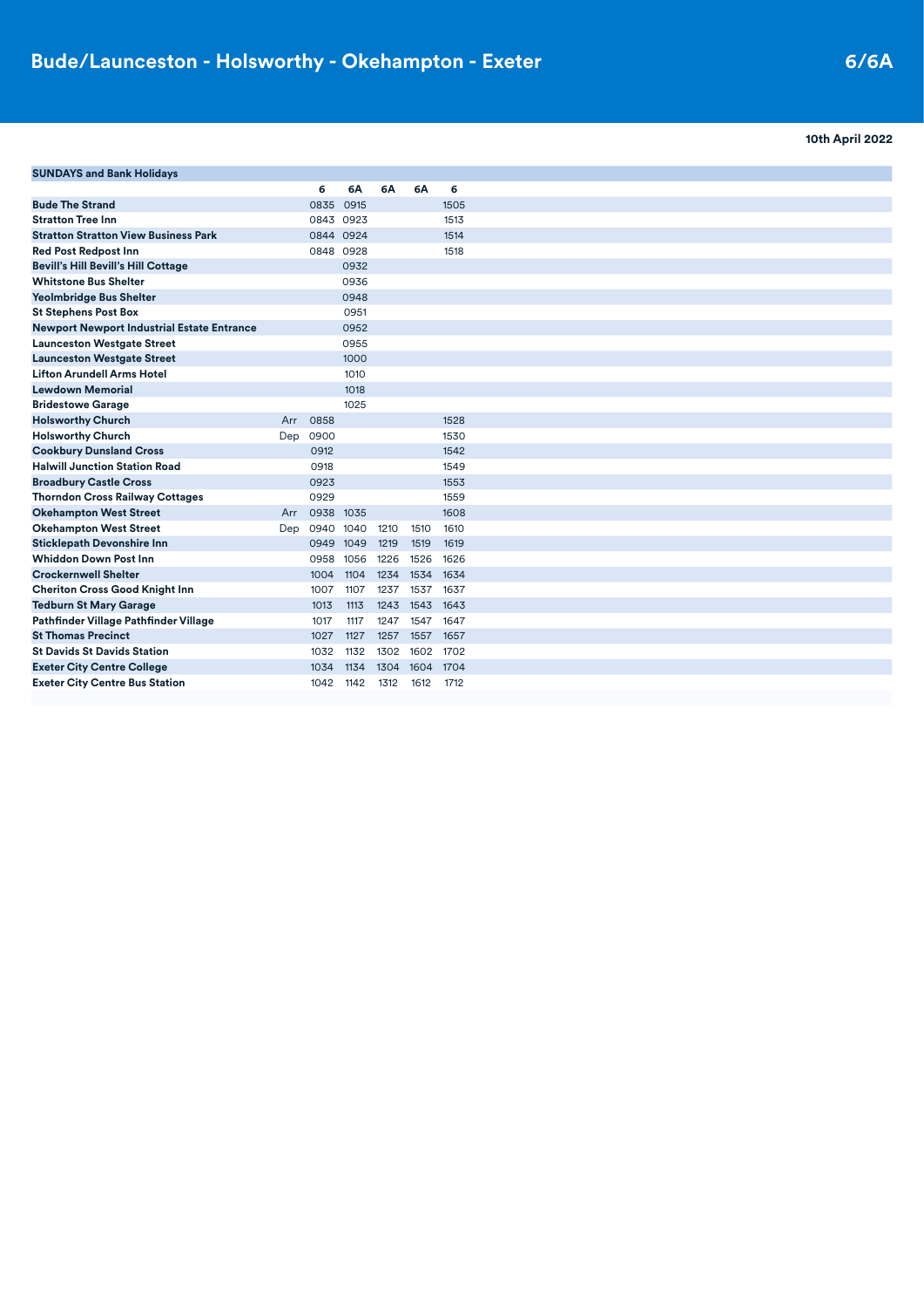# Bude/Launceston - Holsworthy - Okehampton - Exeter

## 6/6A

**10th April 2022**

| SUNDAYS and Bank Holidays | | | | | | |
|---|---|---|---|---|---|---|
| | | **6** | **6A** | **6A** | **6A** | **6** |
| **Bude The Strand** | | 0835 | 0915 | | | 1505 |
| **Stratton Tree Inn** | | 0843 | 0923 | | | 1513 |
| **Stratton Stratton View Business Park** | | 0844 | 0924 | | | 1514 |
| **Red Post Redpost Inn** | | 0848 | 0928 | | | 1518 |
| **Bevill's Hill Bevill's Hill Cottage** | | | 0932 | | | |
| **Whitstone Bus Shelter** | | | 0936 | | | |
| **Yeolmbridge Bus Shelter** | | | 0948 | | | |
| **St Stephens Post Box** | | | 0951 | | | |
| **Newport Newport Industrial Estate Entrance** | | | 0952 | | | |
| **Launceston Westgate Street** | | | 0955 | | | |
| **Launceston Westgate Street** | | | 1000 | | | |
| **Lifton Arundell Arms Hotel** | | | 1010 | | | |
| **Lewdown Memorial** | | | 1018 | | | |
| **Bridestowe Garage** | | | 1025 | | | |
| **Holsworthy Church** | Arr | 0858 | | | | 1528 |
| **Holsworthy Church** | Dep | 0900 | | | | 1530 |
| **Cookbury Dunsland Cross** | | 0912 | | | | 1542 |
| **Halwill Junction Station Road** | | 0918 | | | | 1549 |
| **Broadbury Castle Cross** | | 0923 | | | | 1553 |
| **Thorndon Cross Railway Cottages** | | 0929 | | | | 1559 |
| **Okehampton West Street** | Arr | 0938 | 1035 | | | 1608 |
| **Okehampton West Street** | Dep | 0940 | 1040 | 1210 | 1510 | 1610 |
| **Sticklepath Devonshire Inn** | | 0949 | 1049 | 1219 | 1519 | 1619 |
| **Whiddon Down Post Inn** | | 0958 | 1056 | 1226 | 1526 | 1626 |
| **Crockernwell Shelter** | | 1004 | 1104 | 1234 | 1534 | 1634 |
| **Cheriton Cross Good Knight Inn** | | 1007 | 1107 | 1237 | 1537 | 1637 |
| **Tedburn St Mary Garage** | | 1013 | 1113 | 1243 | 1543 | 1643 |
| **Pathfinder Village Pathfinder Village** | | 1017 | 1117 | 1247 | 1547 | 1647 |
| **St Thomas Precinct** | | 1027 | 1127 | 1257 | 1557 | 1657 |
| **St Davids St Davids Station** | | 1032 | 1132 | 1302 | 1602 | 1702 |
| **Exeter City Centre College** | | 1034 | 1134 | 1304 | 1604 | 1704 |
| **Exeter City Centre Bus Station** | | 1042 | 1142 | 1312 | 1612 | 1712 |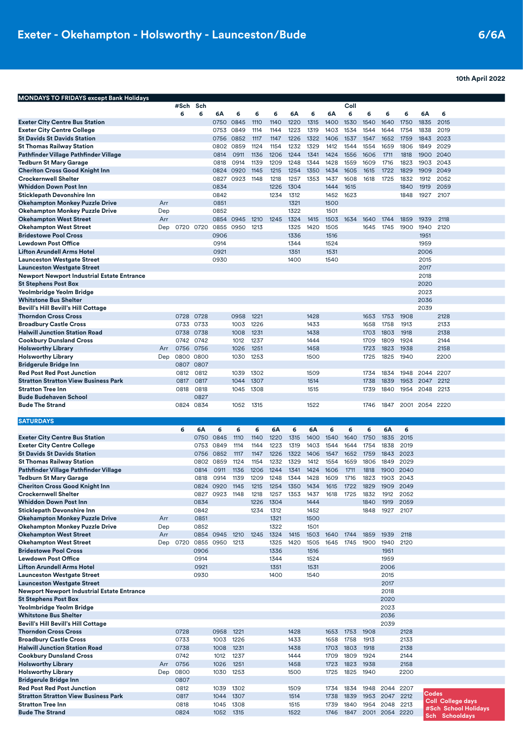# Exeter - Okehampton - Holsworthy - Launceston/Bude

**6/6A**

**10th April 2022**

## MONDAYS TO FRIDAYS except Bank Holidays

| | | #Sch | Sch | | | | | | | | Coll | | | | | |
|---|---|---|---|---|---|---|---|---|---|---|---|---|---|---|---|---|
| | | 6 | 6 | 6A | 6 | 6 | 6 | 6A | 6 | 6A | 6 | 6 | 6 | 6 | 6A | 6 |
| **Exeter City Centre Bus Station** | | | | 0750 | 0845 | 1110 | 1140 | 1220 | 1315 | 1400 | 1530 | 1540 | 1640 | 1750 | 1835 | 2015 |
| **Exeter City Centre College** | | | | 0753 | 0849 | 1114 | 1144 | 1223 | 1319 | 1403 | 1534 | 1544 | 1644 | 1754 | 1838 | 2019 |
| **St Davids St Davids Station** | | | | 0756 | 0852 | 1117 | 1147 | 1226 | 1322 | 1406 | 1537 | 1547 | 1652 | 1759 | 1843 | 2023 |
| **St Thomas Railway Station** | | | | 0802 | 0859 | 1124 | 1154 | 1232 | 1329 | 1412 | 1544 | 1554 | 1659 | 1806 | 1849 | 2029 |
| **Pathfinder Village Pathfinder Village** | | | | 0814 | 0911 | 1136 | 1206 | 1244 | 1341 | 1424 | 1556 | 1606 | 1711 | 1818 | 1900 | 2040 |
| **Tedburn St Mary Garage** | | | | 0818 | 0914 | 1139 | 1209 | 1248 | 1344 | 1428 | 1559 | 1609 | 1716 | 1823 | 1903 | 2043 |
| **Cheriton Cross Good Knight Inn** | | | | 0824 | 0920 | 1145 | 1215 | 1254 | 1350 | 1434 | 1605 | 1615 | 1722 | 1829 | 1909 | 2049 |
| **Crockernwell Shelter** | | | | 0827 | 0923 | 1148 | 1218 | 1257 | 1353 | 1437 | 1608 | 1618 | 1725 | 1832 | 1912 | 2052 |
| **Whiddon Down Post Inn** | | | | 0834 | | | 1226 | 1304 | | 1444 | 1615 | | | 1840 | 1919 | 2059 |
| **Sticklepath Devonshire Inn** | | | | 0842 | | | 1234 | 1312 | | 1452 | 1623 | | | 1848 | 1927 | 2107 |
| **Okehampton Monkey Puzzle Drive** | Arr | | | 0851 | | | | 1321 | | 1500 | | | | | | |
| **Okehampton Monkey Puzzle Drive** | Dep | | | 0852 | | | | 1322 | | 1501 | | | | | | |
| **Okehampton West Street** | Arr | | | 0854 | 0945 | 1210 | 1245 | 1324 | 1415 | 1503 | 1634 | 1640 | 1744 | 1859 | 1939 | 2118 |
| **Okehampton West Street** | Dep | 0720 | 0720 | 0855 | 0950 | 1213 | | 1325 | 1420 | 1505 | | 1645 | 1745 | 1900 | 1940 | 2120 |
| **Bridestowe Pool Cross** | | | | 0906 | | | | 1336 | | 1516 | | | | | 1951 | |
| **Lewdown Post Office** | | | | 0914 | | | | 1344 | | 1524 | | | | | 1959 | |
| **Lifton Arundell Arms Hotel** | | | | 0921 | | | | 1351 | | 1531 | | | | | 2006 | |
| **Launceston Westgate Street** | | | | 0930 | | | | 1400 | | 1540 | | | | | 2015 | |
| **Launceston Westgate Street** | | | | | | | | | | | | | | | 2017 | |
| **Newport Newport Industrial Estate Entrance** | | | | | | | | | | | | | | | 2018 | |
| **St Stephens Post Box** | | | | | | | | | | | | | | | 2020 | |
| **Yeolmbridge Yeolm Bridge** | | | | | | | | | | | | | | | 2023 | |
| **Whitstone Bus Shelter** | | | | | | | | | | | | | | | 2036 | |
| **Bevill's Hill Bevill's Hill Cottage** | | | | | | | | | | | | | | | 2039 | |
| **Thorndon Cross Cross** | | 0728 | 0728 | | 0958 | 1221 | | | 1428 | | | 1653 | 1753 | 1908 | | 2128 |
| **Broadbury Castle Cross** | | 0733 | 0733 | | 1003 | 1226 | | | 1433 | | | 1658 | 1758 | 1913 | | 2133 |
| **Halwill Junction Station Road** | | 0738 | 0738 | | 1008 | 1231 | | | 1438 | | | 1703 | 1803 | 1918 | | 2138 |
| **Cookbury Dunsland Cross** | | 0742 | 0742 | | 1012 | 1237 | | | 1444 | | | 1709 | 1809 | 1924 | | 2144 |
| **Holsworthy Library** | Arr | 0756 | 0756 | | 1026 | 1251 | | | 1458 | | | 1723 | 1823 | 1938 | | 2158 |
| **Holsworthy Library** | Dep | 0800 | 0800 | | 1030 | 1253 | | | 1500 | | | 1725 | 1825 | 1940 | | 2200 |
| **Bridgerule Bridge Inn** | | 0807 | 0807 | | | | | | | | | | | | | |
| **Red Post Red Post Junction** | | 0812 | 0812 | | 1039 | 1302 | | | 1509 | | | 1734 | 1834 | 1948 | 2044 | 2207 |
| **Stratton Stratton View Business Park** | | 0817 | 0817 | | 1044 | 1307 | | | 1514 | | | 1738 | 1839 | 1953 | 2047 | 2212 |
| **Stratton Tree Inn** | | 0818 | 0818 | | 1045 | 1308 | | | 1515 | | | 1739 | 1840 | 1954 | 2048 | 2213 |
| **Bude Budehaven School** | | | 0827 | | | | | | | | | | | | | |
| **Bude The Strand** | | 0824 | 0834 | | 1052 | 1315 | | | 1522 | | | 1746 | 1847 | 2001 | 2054 | 2220 |

## SATURDAYS

| | | 6 | 6A | 6 | 6 | 6 | 6A | 6 | 6A | 6 | 6 | 6 | 6A | 6 |
|---|---|---|---|---|---|---|---|---|---|---|---|---|---|---|
| **Exeter City Centre Bus Station** | | | 0750 | 0845 | 1110 | 1140 | 1220 | 1315 | 1400 | 1540 | 1640 | 1750 | 1835 | 2015 |
| **Exeter City Centre College** | | | 0753 | 0849 | 1114 | 1144 | 1223 | 1319 | 1403 | 1544 | 1644 | 1754 | 1838 | 2019 |
| **St Davids St Davids Station** | | | 0756 | 0852 | 1117 | 1147 | 1226 | 1322 | 1406 | 1547 | 1652 | 1759 | 1843 | 2023 |
| **St Thomas Railway Station** | | | 0802 | 0859 | 1124 | 1154 | 1232 | 1329 | 1412 | 1554 | 1659 | 1806 | 1849 | 2029 |
| **Pathfinder Village Pathfinder Village** | | | 0814 | 0911 | 1136 | 1206 | 1244 | 1341 | 1424 | 1606 | 1711 | 1818 | 1900 | 2040 |
| **Tedburn St Mary Garage** | | | 0818 | 0914 | 1139 | 1209 | 1248 | 1344 | 1428 | 1609 | 1716 | 1823 | 1903 | 2043 |
| **Cheriton Cross Good Knight Inn** | | | 0824 | 0920 | 1145 | 1215 | 1254 | 1350 | 1434 | 1615 | 1722 | 1829 | 1909 | 2049 |
| **Crockernwell Shelter** | | | 0827 | 0923 | 1148 | 1218 | 1257 | 1353 | 1437 | 1618 | 1725 | 1832 | 1912 | 2052 |
| **Whiddon Down Post Inn** | | | 0834 | | | 1226 | 1304 | | 1444 | | | 1840 | 1919 | 2059 |
| **Sticklepath Devonshire Inn** | | | 0842 | | | 1234 | 1312 | | 1452 | | | 1848 | 1927 | 2107 |
| **Okehampton Monkey Puzzle Drive** | Arr | | 0851 | | | | 1321 | | 1500 | | | | | |
| **Okehampton Monkey Puzzle Drive** | Dep | | 0852 | | | | 1322 | | 1501 | | | | | |
| **Okehampton West Street** | Arr | | 0854 | 0945 | 1210 | 1245 | 1324 | 1415 | 1503 | 1640 | 1744 | 1859 | 1939 | 2118 |
| **Okehampton West Street** | Dep | 0720 | 0855 | 0950 | 1213 | | 1325 | 1420 | 1505 | 1645 | 1745 | 1900 | 1940 | 2120 |
| **Bridestowe Pool Cross** | | | 0906 | | | | 1336 | | 1516 | | | | 1951 | |
| **Lewdown Post Office** | | | 0914 | | | | 1344 | | 1524 | | | | 1959 | |
| **Lifton Arundell Arms Hotel** | | | 0921 | | | | 1351 | | 1531 | | | | 2006 | |
| **Launceston Westgate Street** | | | 0930 | | | | 1400 | | 1540 | | | | 2015 | |
| **Launceston Westgate Street** | | | | | | | | | | | | | 2017 | |
| **Newport Newport Industrial Estate Entrance** | | | | | | | | | | | | | 2018 | |
| **St Stephens Post Box** | | | | | | | | | | | | | 2020 | |
| **Yeolmbridge Yeolm Bridge** | | | | | | | | | | | | | 2023 | |
| **Whitstone Bus Shelter** | | | | | | | | | | | | | 2036 | |
| **Bevill's Hill Bevill's Hill Cottage** | | | | | | | | | | | | | 2039 | |
| **Thorndon Cross Cross** | | 0728 | | 0958 | 1221 | | | 1428 | | 1653 | 1753 | 1908 | | 2128 |
| **Broadbury Castle Cross** | | 0733 | | 1003 | 1226 | | | 1433 | | 1658 | 1758 | 1913 | | 2133 |
| **Halwill Junction Station Road** | | 0738 | | 1008 | 1231 | | | 1438 | | 1703 | 1803 | 1918 | | 2138 |
| **Cookbury Dunsland Cross** | | 0742 | | 1012 | 1237 | | | 1444 | | 1709 | 1809 | 1924 | | 2144 |
| **Holsworthy Library** | Arr | 0756 | | 1026 | 1251 | | | 1458 | | 1723 | 1823 | 1938 | | 2158 |
| **Holsworthy Library** | Dep | 0800 | | 1030 | 1253 | | | 1500 | | 1725 | 1825 | 1940 | | 2200 |
| **Bridgerule Bridge Inn** | | 0807 | | | | | | | | | | | | |
| **Red Post Red Post Junction** | | 0812 | | 1039 | 1302 | | | 1509 | | 1734 | 1834 | 1948 | 2044 | 2207 |
| **Stratton Stratton View Business Park** | | 0817 | | 1044 | 1307 | | | 1514 | | 1738 | 1839 | 1953 | 2047 | 2212 |
| **Stratton Tree Inn** | | 0818 | | 1045 | 1308 | | | 1515 | | 1739 | 1840 | 1954 | 2048 | 2213 |
| **Bude The Strand** | | 0824 | | 1052 | 1315 | | | 1522 | | 1746 | 1847 | 2001 | 2054 | 2220 |

**Codes**

- Coll College days
- #Sch School Holidays
- Sch Schooldays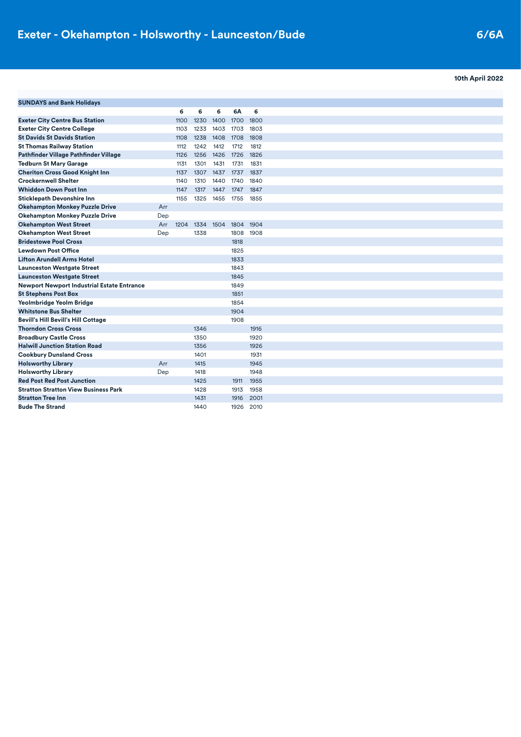# Exeter - Okehampton - Holsworthy - Launceston/Bude

6/6A

**10th April 2022**

| SUNDAYS and Bank Holidays | | | | | | |
|---|---|---|---|---|---|---|
| | | **6** | **6** | **6** | **6A** | **6** |
| **Exeter City Centre Bus Station** | | 1100 | 1230 | 1400 | 1700 | 1800 |
| **Exeter City Centre College** | | 1103 | 1233 | 1403 | 1703 | 1803 |
| **St Davids St Davids Station** | | 1108 | 1238 | 1408 | 1708 | 1808 |
| **St Thomas Railway Station** | | 1112 | 1242 | 1412 | 1712 | 1812 |
| **Pathfinder Village Pathfinder Village** | | 1126 | 1256 | 1426 | 1726 | 1826 |
| **Tedburn St Mary Garage** | | 1131 | 1301 | 1431 | 1731 | 1831 |
| **Cheriton Cross Good Knight Inn** | | 1137 | 1307 | 1437 | 1737 | 1837 |
| **Crockernwell Shelter** | | 1140 | 1310 | 1440 | 1740 | 1840 |
| **Whiddon Down Post Inn** | | 1147 | 1317 | 1447 | 1747 | 1847 |
| **Sticklepath Devonshire Inn** | | 1155 | 1325 | 1455 | 1755 | 1855 |
| **Okehampton Monkey Puzzle Drive** | Arr | | | | | |
| **Okehampton Monkey Puzzle Drive** | Dep | | | | | |
| **Okehampton West Street** | Arr | 1204 | 1334 | 1504 | 1804 | 1904 |
| **Okehampton West Street** | Dep | | 1338 | | 1808 | 1908 |
| **Bridestowe Pool Cross** | | | | | 1818 | |
| **Lewdown Post Office** | | | | | 1825 | |
| **Lifton Arundell Arms Hotel** | | | | | 1833 | |
| **Launceston Westgate Street** | | | | | 1843 | |
| **Launceston Westgate Street** | | | | | 1845 | |
| **Newport Newport Industrial Estate Entrance** | | | | | 1849 | |
| **St Stephens Post Box** | | | | | 1851 | |
| **Yeolmbridge Yeolm Bridge** | | | | | 1854 | |
| **Whitstone Bus Shelter** | | | | | 1904 | |
| **Bevill's Hill Bevill's Hill Cottage** | | | | | 1908 | |
| **Thorndon Cross Cross** | | | 1346 | | | 1916 |
| **Broadbury Castle Cross** | | | 1350 | | | 1920 |
| **Halwill Junction Station Road** | | | 1356 | | | 1926 |
| **Cookbury Dunsland Cross** | | | 1401 | | | 1931 |
| **Holsworthy Library** | Arr | | 1415 | | | 1945 |
| **Holsworthy Library** | Dep | | 1418 | | | 1948 |
| **Red Post Red Post Junction** | | | 1425 | | 1911 | 1955 |
| **Stratton Stratton View Business Park** | | | 1428 | | 1913 | 1958 |
| **Stratton Tree Inn** | | | 1431 | | 1916 | 2001 |
| **Bude The Strand** | | | 1440 | | 1926 | 2010 |